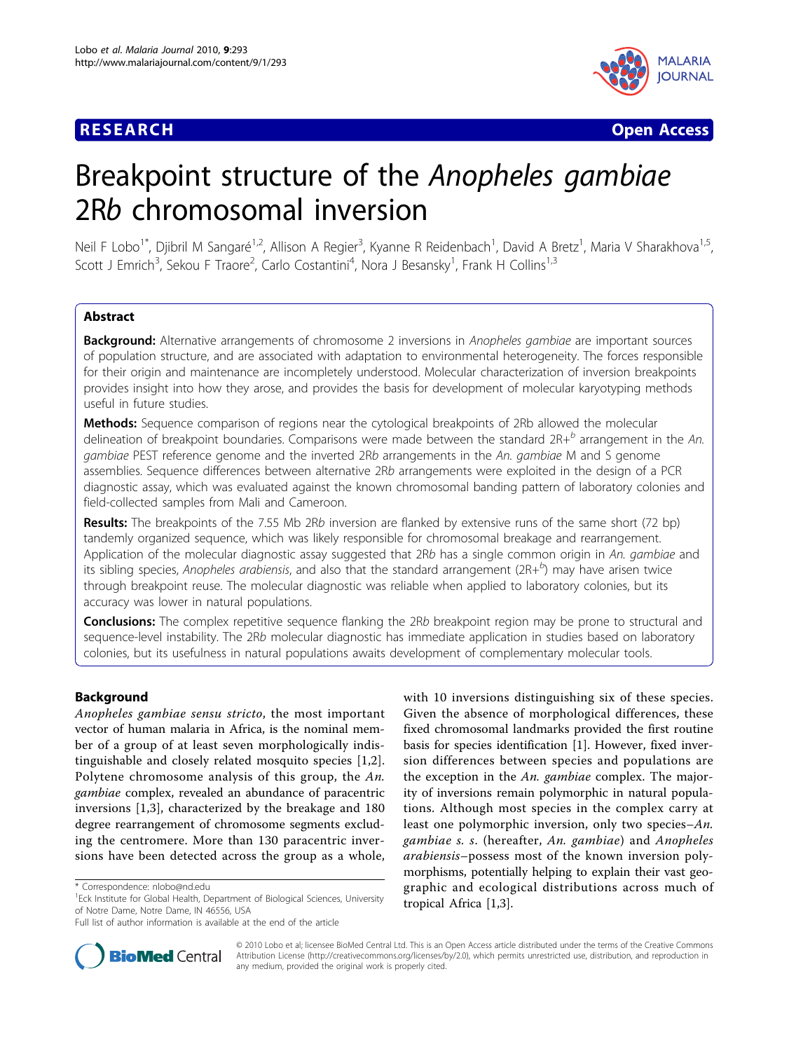**RESEARCH** **Open Access**

# Breakpoint structure of the *Anopheles gambiae* 2R*b* chromosomal inversion

Neil F Lobo[1*], Djibril M Sangaré[1,2], Allison A Regier[3], Kyanne R Reidenbach[1], David A Bretz[1], Maria V Sharakhova[1,5], Scott J Emrich[3], Sekou F Traore[2], Carlo Costantini[4], Nora J Besansky[1], Frank H Collins[1,3]

## Abstract

**Background:** Alternative arrangements of chromosome 2 inversions in *Anopheles gambiae* are important sources of population structure, and are associated with adaptation to environmental heterogeneity. The forces responsible for their origin and maintenance are incompletely understood. Molecular characterization of inversion breakpoints provides insight into how they arose, and provides the basis for development of molecular karyotyping methods useful in future studies.

**Methods:** Sequence comparison of regions near the cytological breakpoints of 2R*b* allowed the molecular delineation of breakpoint boundaries. Comparisons were made between the standard 2R+$^{b}$ arrangement in the *An. gambiae* PEST reference genome and the inverted 2R*b* arrangements in the *An. gambiae* M and S genome assemblies. Sequence differences between alternative 2R*b* arrangements were exploited in the design of a PCR diagnostic assay, which was evaluated against the known chromosomal banding pattern of laboratory colonies and field-collected samples from Mali and Cameroon.

**Results:** The breakpoints of the 7.55 Mb 2R*b* inversion are flanked by extensive runs of the same short (72 bp) tandemly organized sequence, which was likely responsible for chromosomal breakage and rearrangement. Application of the molecular diagnostic assay suggested that 2R*b* has a single common origin in *An. gambiae* and its sibling species, *Anopheles arabiensis*, and also that the standard arrangement (2R+$^{b}$) may have arisen twice through breakpoint reuse. The molecular diagnostic was reliable when applied to laboratory colonies, but its accuracy was lower in natural populations.

**Conclusions:** The complex repetitive sequence flanking the 2R*b* breakpoint region may be prone to structural and sequence-level instability. The 2R*b* molecular diagnostic has immediate application in studies based on laboratory colonies, but its usefulness in natural populations awaits development of complementary molecular tools.

## Background

*Anopheles gambiae sensu stricto*, the most important vector of human malaria in Africa, is the nominal member of a group of at least seven morphologically indistinguishable and closely related mosquito species [1,2]. Polytene chromosome analysis of this group, the *An. gambiae* complex, revealed an abundance of paracentric inversions [1,3], characterized by the breakage and 180 degree rearrangement of chromosome segments excluding the centromere. More than 130 paracentric inversions have been detected across the group as a whole, with 10 inversions distinguishing six of these species. Given the absence of morphological differences, these fixed chromosomal landmarks provided the first routine basis for species identification [1]. However, fixed inversion differences between species and populations are the exception in the *An. gambiae* complex. The majority of inversions remain polymorphic in natural populations. Although most species in the complex carry at least one polymorphic inversion, only two species–*An. gambiae s. s.* (hereafter, *An. gambiae*) and *Anopheles arabiensis*–possess most of the known inversion polymorphisms, potentially helping to explain their vast geographic and ecological distributions across much of tropical Africa [1,3].

\* Correspondence: nlobo@nd.edu
[1]Eck Institute for Global Health, Department of Biological Sciences, University of Notre Dame, Notre Dame, IN 46556, USA
Full list of author information is available at the end of the article

© 2010 Lobo et al; licensee BioMed Central Ltd. This is an Open Access article distributed under the terms of the Creative Commons Attribution License (http://creativecommons.org/licenses/by/2.0), which permits unrestricted use, distribution, and reproduction in any medium, provided the original work is properly cited.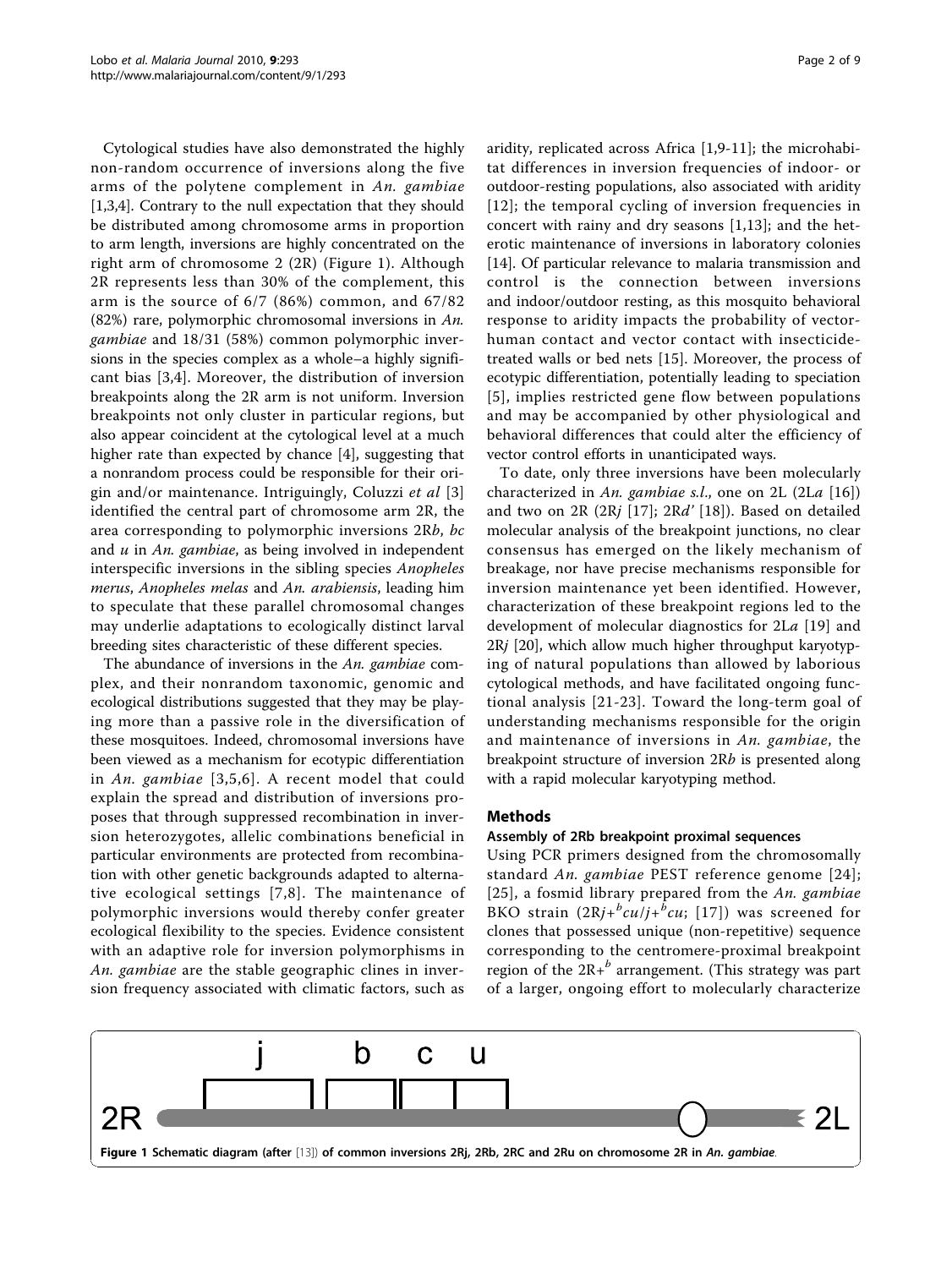Cytological studies have also demonstrated the highly non-random occurrence of inversions along the five arms of the polytene complement in *An. gambiae* [1,3,4]. Contrary to the null expectation that they should be distributed among chromosome arms in proportion to arm length, inversions are highly concentrated on the right arm of chromosome 2 (2R) (Figure 1). Although 2R represents less than 30% of the complement, this arm is the source of 6/7 (86%) common, and 67/82 (82%) rare, polymorphic chromosomal inversions in *An. gambiae* and 18/31 (58%) common polymorphic inversions in the species complex as a whole–a highly significant bias [3,4]. Moreover, the distribution of inversion breakpoints along the 2R arm is not uniform. Inversion breakpoints not only cluster in particular regions, but also appear coincident at the cytological level at a much higher rate than expected by chance [4], suggesting that a nonrandom process could be responsible for their origin and/or maintenance. Intriguingly, Coluzzi *et al* [3] identified the central part of chromosome arm 2R, the area corresponding to polymorphic inversions 2R*b*, *bc* and *u* in *An. gambiae*, as being involved in independent interspecific inversions in the sibling species *Anopheles merus*, *Anopheles melas* and *An. arabiensis*, leading him to speculate that these parallel chromosomal changes may underlie adaptations to ecologically distinct larval breeding sites characteristic of these different species.

The abundance of inversions in the *An. gambiae* complex, and their nonrandom taxonomic, genomic and ecological distributions suggested that they may be playing more than a passive role in the diversification of these mosquitoes. Indeed, chromosomal inversions have been viewed as a mechanism for ecotypic differentiation in *An. gambiae* [3,5,6]. A recent model that could explain the spread and distribution of inversions proposes that through suppressed recombination in inversion heterozygotes, allelic combinations beneficial in particular environments are protected from recombination with other genetic backgrounds adapted to alternative ecological settings [7,8]. The maintenance of polymorphic inversions would thereby confer greater ecological flexibility to the species. Evidence consistent with an adaptive role for inversion polymorphisms in *An. gambiae* are the stable geographic clines in inversion frequency associated with climatic factors, such as aridity, replicated across Africa [1,9-11]; the microhabitat differences in inversion frequencies of indoor- or outdoor-resting populations, also associated with aridity [12]; the temporal cycling of inversion frequencies in concert with rainy and dry seasons [1,13]; and the heterotic maintenance of inversions in laboratory colonies [14]. Of particular relevance to malaria transmission and control is the connection between inversions and indoor/outdoor resting, as this mosquito behavioral response to aridity impacts the probability of vector-human contact and vector contact with insecticide-treated walls or bed nets [15]. Moreover, the process of ecotypic differentiation, potentially leading to speciation [5], implies restricted gene flow between populations and may be accompanied by other physiological and behavioral differences that could alter the efficiency of vector control efforts in unanticipated ways.

To date, only three inversions have been molecularly characterized in *An. gambiae s.l.*, one on 2L (2L*a* [16]) and two on 2R (2R*j* [17]; 2R*d'* [18]). Based on detailed molecular analysis of the breakpoint junctions, no clear consensus has emerged on the likely mechanism of breakage, nor have precise mechanisms responsible for inversion maintenance yet been identified. However, characterization of these breakpoint regions led to the development of molecular diagnostics for 2L*a* [19] and 2R*j* [20], which allow much higher throughput karyotyping of natural populations than allowed by laborious cytological methods, and have facilitated ongoing functional analysis [21-23]. Toward the long-term goal of understanding mechanisms responsible for the origin and maintenance of inversions in *An. gambiae*, the breakpoint structure of inversion 2R*b* is presented along with a rapid molecular karyotyping method.

## Methods

### Assembly of 2Rb breakpoint proximal sequences

Using PCR primers designed from the chromosomally standard *An. gambiae* PEST reference genome [24]; [25], a fosmid library prepared from the *An. gambiae* BKO strain ($2Rj+^{b}cu/j+^{b}cu$; [17]) was screened for clones that possessed unique (non-repetitive) sequence corresponding to the centromere-proximal breakpoint region of the $2R+^{b}$ arrangement. (This strategy was part of a larger, ongoing effort to molecularly characterize

Figure 1 Schematic diagram (after [13]) of common inversions 2Rj, 2Rb, 2RC and 2Ru on chromosome 2R in *An. gambiae*.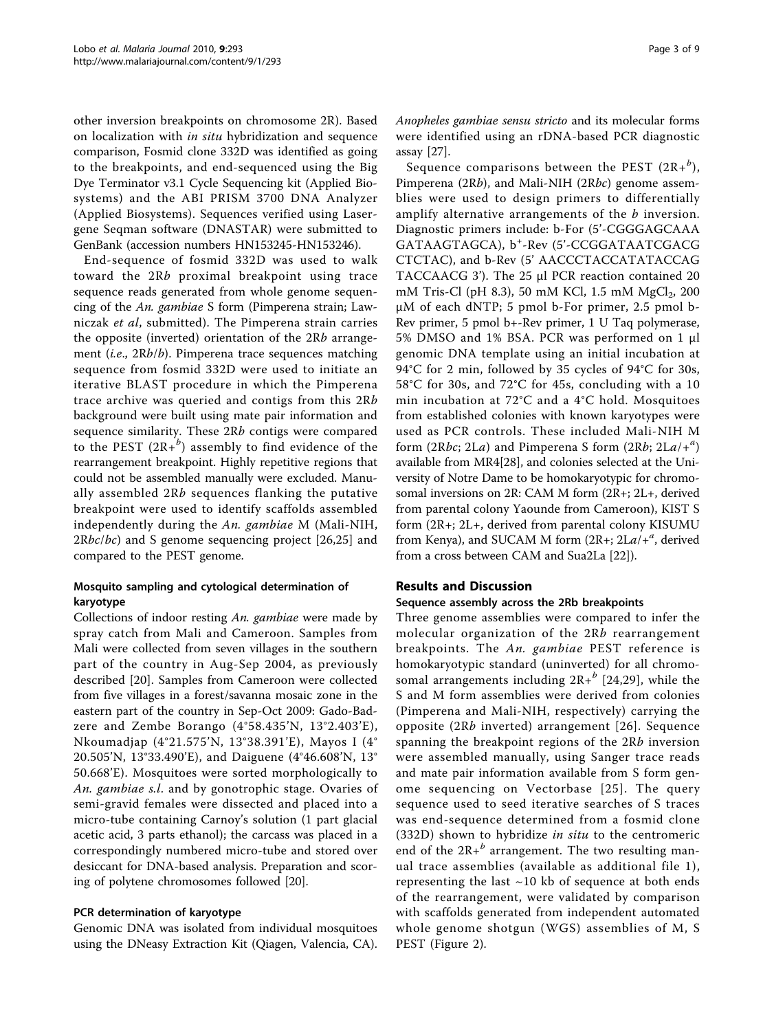other inversion breakpoints on chromosome 2R). Based on localization with *in situ* hybridization and sequence comparison, Fosmid clone 332D was identified as going to the breakpoints, and end-sequenced using the Big Dye Terminator v3.1 Cycle Sequencing kit (Applied Biosystems) and the ABI PRISM 3700 DNA Analyzer (Applied Biosystems). Sequences verified using Lasergene Seqman software (DNASTAR) were submitted to GenBank (accession numbers HN153245-HN153246).

End-sequence of fosmid 332D was used to walk toward the 2R*b* proximal breakpoint using trace sequence reads generated from whole genome sequencing of the *An. gambiae* S form (Pimperena strain; Lawniczak *et al*, submitted). The Pimperena strain carries the opposite (inverted) orientation of the 2R*b* arrangement (*i.e.*, 2R*b*/*b*). Pimperena trace sequences matching sequence from fosmid 332D were used to initiate an iterative BLAST procedure in which the Pimperena trace archive was queried and contigs from this 2R*b* background were built using mate pair information and sequence similarity. These 2R*b* contigs were compared to the PEST (2R+$^b$) assembly to find evidence of the rearrangement breakpoint. Highly repetitive regions that could not be assembled manually were excluded. Manually assembled 2R*b* sequences flanking the putative breakpoint were used to identify scaffolds assembled independently during the *An. gambiae* M (Mali-NIH, 2R*bc*/*bc*) and S genome sequencing project [26,25] and compared to the PEST genome.

### Mosquito sampling and cytological determination of karyotype

Collections of indoor resting *An. gambiae* were made by spray catch from Mali and Cameroon. Samples from Mali were collected from seven villages in the southern part of the country in Aug-Sep 2004, as previously described [20]. Samples from Cameroon were collected from five villages in a forest/savanna mosaic zone in the eastern part of the country in Sep-Oct 2009: Gado-Badzere and Zembe Borango (4°58.435'N, 13°2.403'E), Nkoumadjap (4°21.575'N, 13°38.391'E), Mayos I (4° 20.505'N, 13°33.490'E), and Daiguene (4°46.608'N, 13° 50.668'E). Mosquitoes were sorted morphologically to *An. gambiae s.l.* and by gonotrophic stage. Ovaries of semi-gravid females were dissected and placed into a micro-tube containing Carnoy's solution (1 part glacial acetic acid, 3 parts ethanol); the carcass was placed in a correspondingly numbered micro-tube and stored over desiccant for DNA-based analysis. Preparation and scoring of polytene chromosomes followed [20].

### PCR determination of karyotype

Genomic DNA was isolated from individual mosquitoes using the DNeasy Extraction Kit (Qiagen, Valencia, CA). *Anopheles gambiae sensu stricto* and its molecular forms were identified using an rDNA-based PCR diagnostic assay [27].

Sequence comparisons between the PEST (2R+$^b$), Pimperena (2R*b*), and Mali-NIH (2R*bc*) genome assemblies were used to design primers to differentially amplify alternative arrangements of the *b* inversion. Diagnostic primers include: b-For (5'-CGGGAGCAAA GATAAGTAGCA), b$^+$-Rev (5'-CCGGATAATCGACG CTCTAC), and b-Rev (5' AACCCTACCATATACCAG TACCAACG 3'). The 25 µl PCR reaction contained 20 mM Tris-Cl (pH 8.3), 50 mM KCl, 1.5 mM $MgCl_2$, 200 µM of each dNTP; 5 pmol b-For primer, 2.5 pmol b-Rev primer, 5 pmol b+-Rev primer, 1 U Taq polymerase, 5% DMSO and 1% BSA. PCR was performed on 1 µl genomic DNA template using an initial incubation at 94°C for 2 min, followed by 35 cycles of 94°C for 30s, 58°C for 30s, and 72°C for 45s, concluding with a 10 min incubation at 72°C and a 4°C hold. Mosquitoes from established colonies with known karyotypes were used as PCR controls. These included Mali-NIH M form (2R*bc*; 2L*a*) and Pimperena S form (2R*b*; 2L*a*/+$^a$) available from MR4[28], and colonies selected at the University of Notre Dame to be homokaryotypic for chromosomal inversions on 2R: CAM M form (2R+; 2L+, derived from parental colony Yaounde from Cameroon), KIST S form (2R+; 2L+, derived from parental colony KISUMU from Kenya), and SUCAM M form (2R+; 2L*a*/+$^a$, derived from a cross between CAM and Sua2La [22]).

## Results and Discussion

### Sequence assembly across the 2Rb breakpoints

Three genome assemblies were compared to infer the molecular organization of the 2R*b* rearrangement breakpoints. The *An. gambiae* PEST reference is homokaryotypic standard (uninverted) for all chromosomal arrangements including 2R+$^b$ [24,29], while the S and M form assemblies were derived from colonies (Pimperena and Mali-NIH, respectively) carrying the opposite (2R*b* inverted) arrangement [26]. Sequence spanning the breakpoint regions of the 2R*b* inversion were assembled manually, using Sanger trace reads and mate pair information available from S form genome sequencing on Vectorbase [25]. The query sequence used to seed iterative searches of S traces was end-sequence determined from a fosmid clone (332D) shown to hybridize *in situ* to the centromeric end of the 2R+$^b$ arrangement. The two resulting manual trace assemblies (available as additional file 1), representing the last ~10 kb of sequence at both ends of the rearrangement, were validated by comparison with scaffolds generated from independent automated whole genome shotgun (WGS) assemblies of M, S PEST (Figure 2).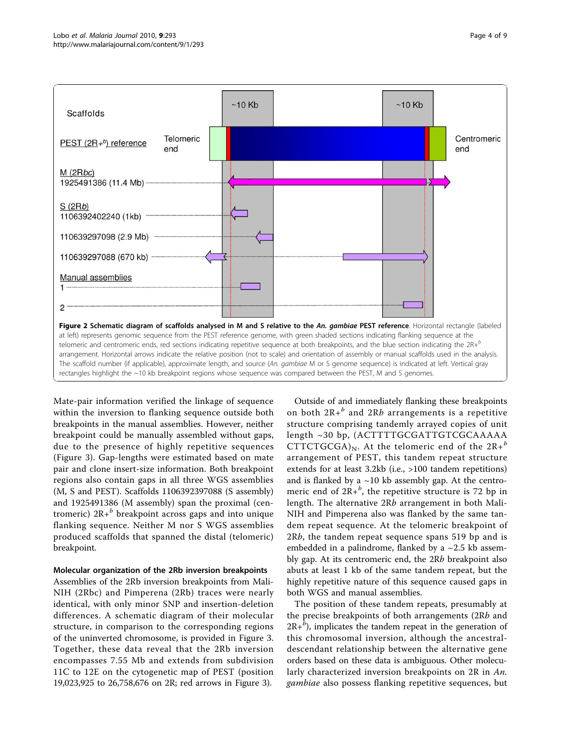Figure 2 **Schematic diagram of scaffolds analysed in M and S relative to the *An. gambiae* PEST reference**. Horizontal rectangle (labeled at left) represents genomic sequence from the PEST reference genome, with green shaded sections indicating flanking sequence at the telomeric and centromeric ends, red sections indicating repetitive sequence at both breakpoints, and the blue section indicating the 2R+$^{b}$ arrangement. Horizontal arrows indicate the relative position (not to scale) and orientation of assembly or manual scaffolds used in the analysis. The scaffold number (if applicable), approximate length, and source (*An. gambiae* M or S genome sequence) is indicated at left. Vertical gray rectangles highlight the ~10 kb breakpoint regions whose sequence was compared between the PEST, M and S genomes.

Mate-pair information verified the linkage of sequence within the inversion to flanking sequence outside both breakpoints in the manual assemblies. However, neither breakpoint could be manually assembled without gaps, due to the presence of highly repetitive sequences (Figure 3). Gap-lengths were estimated based on mate pair and clone insert-size information. Both breakpoint regions also contain gaps in all three WGS assemblies (M, S and PEST). Scaffolds 1106392397088 (S assembly) and 1925491386 (M assembly) span the proximal (centromeric) 2R+$^{b}$ breakpoint across gaps and into unique flanking sequence. Neither M nor S WGS assemblies produced scaffolds that spanned the distal (telomeric) breakpoint.

### Molecular organization of the 2Rb inversion breakpoints

Assemblies of the 2Rb inversion breakpoints from Mali-NIH (2Rbc) and Pimperena (2Rb) traces were nearly identical, with only minor SNP and insertion-deletion differences. A schematic diagram of their molecular structure, in comparison to the corresponding regions of the uninverted chromosome, is provided in Figure 3. Together, these data reveal that the 2Rb inversion encompasses 7.55 Mb and extends from subdivision 11C to 12E on the cytogenetic map of PEST (position 19,023,925 to 26,758,676 on 2R; red arrows in Figure 3).

Outside of and immediately flanking these breakpoints on both 2R+$^{b}$ and 2R*b* arrangements is a repetitive structure comprising tandemly arrayed copies of unit length ~30 bp, (ACTTTTGCGATTGTCGCAAAAACTTCTGCGA)$_{N}$. At the telomeric end of the 2R+$^{b}$ arrangement of PEST, this tandem repeat structure extends for at least 3.2kb (i.e., >100 tandem repetitions) and is flanked by a ~10 kb assembly gap. At the centromeric end of 2R+$^{b}$, the repetitive structure is 72 bp in length. The alternative 2R*b* arrangement in both Mali-NIH and Pimperena also was flanked by the same tandem repeat sequence. At the telomeric breakpoint of 2R*b*, the tandem repeat sequence spans 519 bp and is embedded in a palindrome, flanked by a ~2.5 kb assembly gap. At its centromeric end, the 2R*b* breakpoint also abuts at least 1 kb of the same tandem repeat, but the highly repetitive nature of this sequence caused gaps in both WGS and manual assemblies.

The position of these tandem repeats, presumably at the precise breakpoints of both arrangements (2R*b* and 2R+$^{b}$), implicates the tandem repeat in the generation of this chromosomal inversion, although the ancestral-descendant relationship between the alternative gene orders based on these data is ambiguous. Other molecularly characterized inversion breakpoints on 2R in *An. gambiae* also possess flanking repetitive sequences, but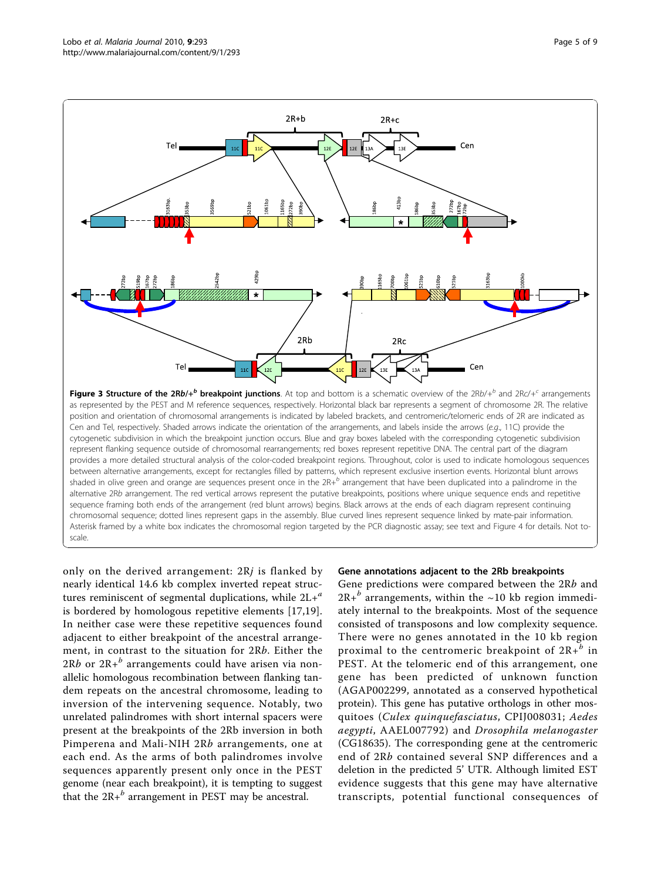**Figure 3 Structure of the 2R*b*/+$^{b}$ breakpoint junctions**. At top and bottom is a schematic overview of the 2R*b*/+$^{b}$ and 2R*c*/+$^{c}$ arrangements as represented by the PEST and M reference sequences, respectively. Horizontal black bar represents a segment of chromosome 2R. The relative position and orientation of chromosomal arrangements is indicated by labeled brackets, and centromeric/telomeric ends of 2R are indicated as Cen and Tel, respectively. Shaded arrows indicate the orientation of the arrangements, and labels inside the arrows (*e.g.*, 11C) provide the cytogenetic subdivision in which the breakpoint junction occurs. Blue and gray boxes labeled with the corresponding cytogenetic subdivision represent flanking sequence outside of chromosomal rearrangements; red boxes represent repetitive DNA. The central part of the diagram provides a more detailed structural analysis of the color-coded breakpoint regions. Throughout, color is used to indicate homologous sequences between alternative arrangements, except for rectangles filled by patterns, which represent exclusive insertion events. Horizontal blunt arrows shaded in olive green and orange are sequences present once in the 2R+$^{b}$ arrangement that have been duplicated into a palindrome in the alternative 2R*b* arrangement. The red vertical arrows represent the putative breakpoints, positions where unique sequence ends and repetitive sequence framing both ends of the arrangement (red blunt arrows) begins. Black arrows at the ends of each diagram represent continuing chromosomal sequence; dotted lines represent gaps in the assembly. Blue curved lines represent sequence linked by mate-pair information. Asterisk framed by a white box indicates the chromosomal region targeted by the PCR diagnostic assay; see text and Figure 4 for details. Not to-scale.

only on the derived arrangement: 2R*j* is flanked by nearly identical 14.6 kb complex inverted repeat structures reminiscent of segmental duplications, while 2L+$^{a}$ is bordered by homologous repetitive elements [17,19]. In neither case were these repetitive sequences found adjacent to either breakpoint of the ancestral arrangement, in contrast to the situation for 2R*b*. Either the 2R*b* or 2R+$^{b}$ arrangements could have arisen via non-allelic homologous recombination between flanking tandem repeats on the ancestral chromosome, leading to inversion of the intervening sequence. Notably, two unrelated palindromes with short internal spacers were present at the breakpoints of the 2Rb inversion in both Pimperena and Mali-NIH 2R*b* arrangements, one at each end. As the arms of both palindromes involve sequences apparently present only once in the PEST genome (near each breakpoint), it is tempting to suggest that the 2R+$^{b}$ arrangement in PEST may be ancestral.

### Gene annotations adjacent to the 2Rb breakpoints

Gene predictions were compared between the 2R*b* and 2R+$^{b}$ arrangements, within the ~10 kb region immediately internal to the breakpoints. Most of the sequence consisted of transposons and low complexity sequence. There were no genes annotated in the 10 kb region proximal to the centromeric breakpoint of 2R+$^{b}$ in PEST. At the telomeric end of this arrangement, one gene has been predicted of unknown function (AGAP002299, annotated as a conserved hypothetical protein). This gene has putative orthologs in other mosquitoes (*Culex quinquefasciatus*, CPIJ008031; *Aedes aegypti*, AAEL007792) and *Drosophila melanogaster* (CG18635). The corresponding gene at the centromeric end of 2R*b* contained several SNP differences and a deletion in the predicted 5' UTR. Although limited EST evidence suggests that this gene may have alternative transcripts, potential functional consequences of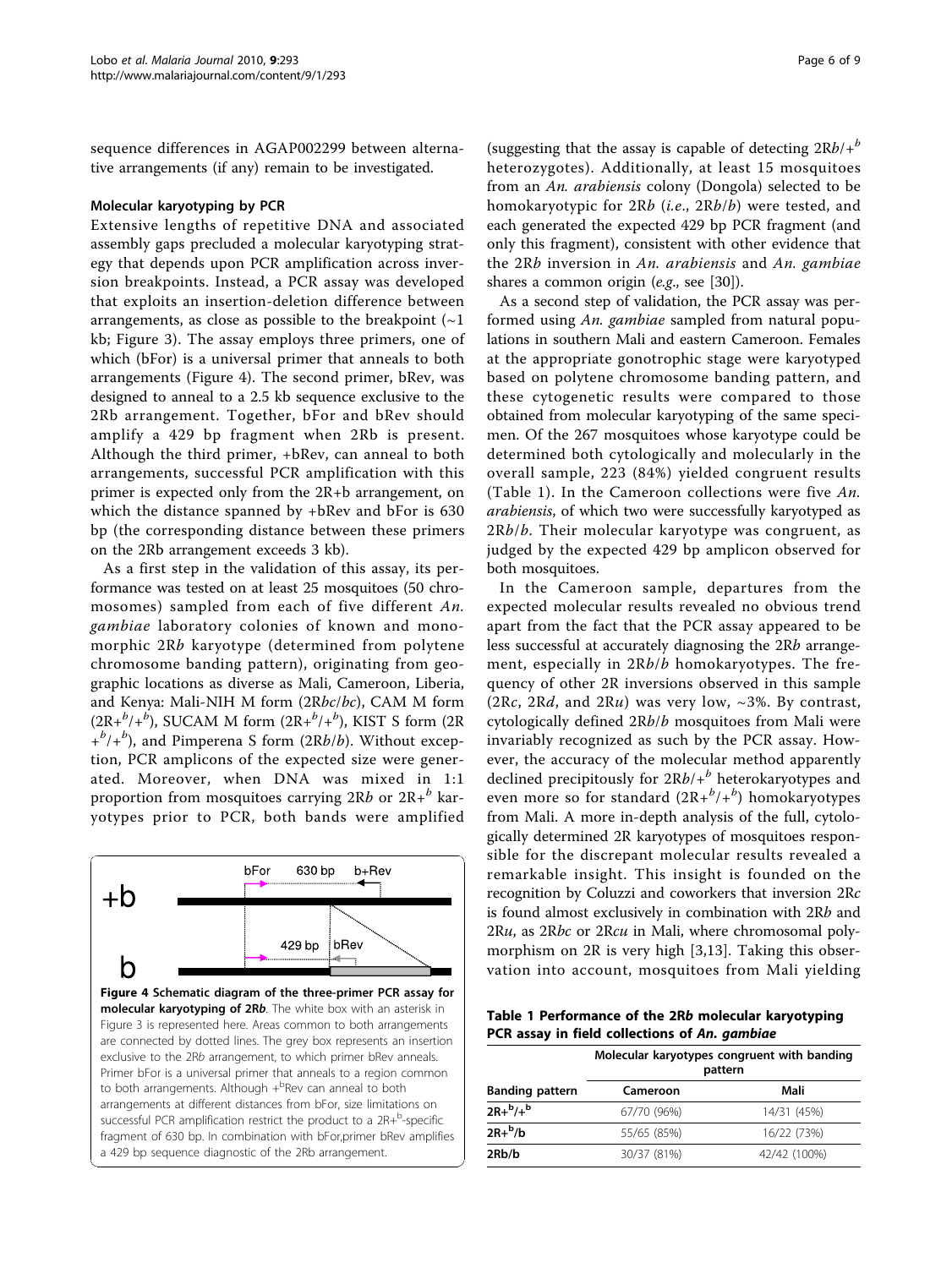sequence differences in AGAP002299 between alternative arrangements (if any) remain to be investigated.

### Molecular karyotyping by PCR

Extensive lengths of repetitive DNA and associated assembly gaps precluded a molecular karyotyping strategy that depends upon PCR amplification across inversion breakpoints. Instead, a PCR assay was developed that exploits an insertion-deletion difference between arrangements, as close as possible to the breakpoint (~1 kb; Figure 3). The assay employs three primers, one of which (bFor) is a universal primer that anneals to both arrangements (Figure 4). The second primer, bRev, was designed to anneal to a 2.5 kb sequence exclusive to the 2Rb arrangement. Together, bFor and bRev should amplify a 429 bp fragment when 2Rb is present. Although the third primer, +bRev, can anneal to both arrangements, successful PCR amplification with this primer is expected only from the 2R+b arrangement, on which the distance spanned by +bRev and bFor is 630 bp (the corresponding distance between these primers on the 2Rb arrangement exceeds 3 kb).

As a first step in the validation of this assay, its performance was tested on at least 25 mosquitoes (50 chromosomes) sampled from each of five different *An. gambiae* laboratory colonies of known and monomorphic 2R*b* karyotype (determined from polytene chromosome banding pattern), originating from geographic locations as diverse as Mali, Cameroon, Liberia, and Kenya: Mali-NIH M form (2R*bc*/*bc*), CAM M form ($2R+^b/+^b$), SUCAM M form ($2R+^b/+^b$), KIST S form ($2R+^b/+^b$), and Pimperena S form (2R*b*/*b*). Without exception, PCR amplicons of the expected size were generated. Moreover, when DNA was mixed in 1:1 proportion from mosquitoes carrying 2R*b* or $2R+^b$ karyotypes prior to PCR, both bands were amplified (suggesting that the assay is capable of detecting $2Rb/+^b$ heterozygotes). Additionally, at least 15 mosquitoes from an *An. arabiensis* colony (Dongola) selected to be homokaryotypic for 2R*b* (*i.e.*, 2R*b*/*b*) were tested, and each generated the expected 429 bp PCR fragment (and only this fragment), consistent with other evidence that the 2R*b* inversion in *An. arabiensis* and *An. gambiae* shares a common origin (*e.g.*, see [30]).

**Figure 4 Schematic diagram of the three-primer PCR assay for molecular karyotyping of 2Rb**. The white box with an asterisk in Figure 3 is represented here. Areas common to both arrangements are connected by dotted lines. The grey box represents an insertion exclusive to the 2Rb arrangement, to which primer bRev anneals. Primer bFor is a universal primer that anneals to a region common to both arrangements. Although $+^b$Rev can anneal to both arrangements at different distances from bFor, size limitations on successful PCR amplification restrict the product to a $2R+^b$-specific fragment of 630 bp. In combination with bFor,primer bRev amplifies a 429 bp sequence diagnostic of the 2Rb arrangement.

As a second step of validation, the PCR assay was performed using *An. gambiae* sampled from natural populations in southern Mali and eastern Cameroon. Females at the appropriate gonotrophic stage were karyotyped based on polytene chromosome banding pattern, and these cytogenetic results were compared to those obtained from molecular karyotyping of the same specimen. Of the 267 mosquitoes whose karyotype could be determined both cytologically and molecularly in the overall sample, 223 (84%) yielded congruent results (Table 1). In the Cameroon collections were five *An. arabiensis*, of which two were successfully karyotyped as 2R*b*/*b*. Their molecular karyotype was congruent, as judged by the expected 429 bp amplicon observed for both mosquitoes.

In the Cameroon sample, departures from the expected molecular results revealed no obvious trend apart from the fact that the PCR assay appeared to be less successful at accurately diagnosing the 2R*b* arrangement, especially in 2R*b*/*b* homokaryotypes. The frequency of other 2R inversions observed in this sample (2R*c*, 2R*d*, and 2R*u*) was very low, ~3%. By contrast, cytologically defined 2R*b*/*b* mosquitoes from Mali were invariably recognized as such by the PCR assay. However, the accuracy of the molecular method apparently declined precipitously for $2Rb/+^b$ heterokaryotypes and even more so for standard ($2R+^b/+^b$) homokaryotypes from Mali. A more in-depth analysis of the full, cytologically determined 2R karyotypes of mosquitoes responsible for the discrepant molecular results revealed a remarkable insight. This insight is founded on the recognition by Coluzzi and coworkers that inversion 2R*c* is found almost exclusively in combination with 2R*b* and 2R*u*, as 2R*bc* or 2R*cu* in Mali, where chromosomal polymorphism on 2R is very high [3,13]. Taking this observation into account, mosquitoes from Mali yielding

**Table 1 Performance of the 2Rb molecular karyotyping PCR assay in field collections of *An. gambiae***

| Banding pattern | Molecular karyotypes congruent with banding pattern | |
|---|---|---|
| | Cameroon | Mali |
| $2R+^b/+^b$ | 67/70 (96%) | 14/31 (45%) |
| $2R+^b/b$ | 55/65 (85%) | 16/22 (73%) |
| 2Rb/b | 30/37 (81%) | 42/42 (100%) |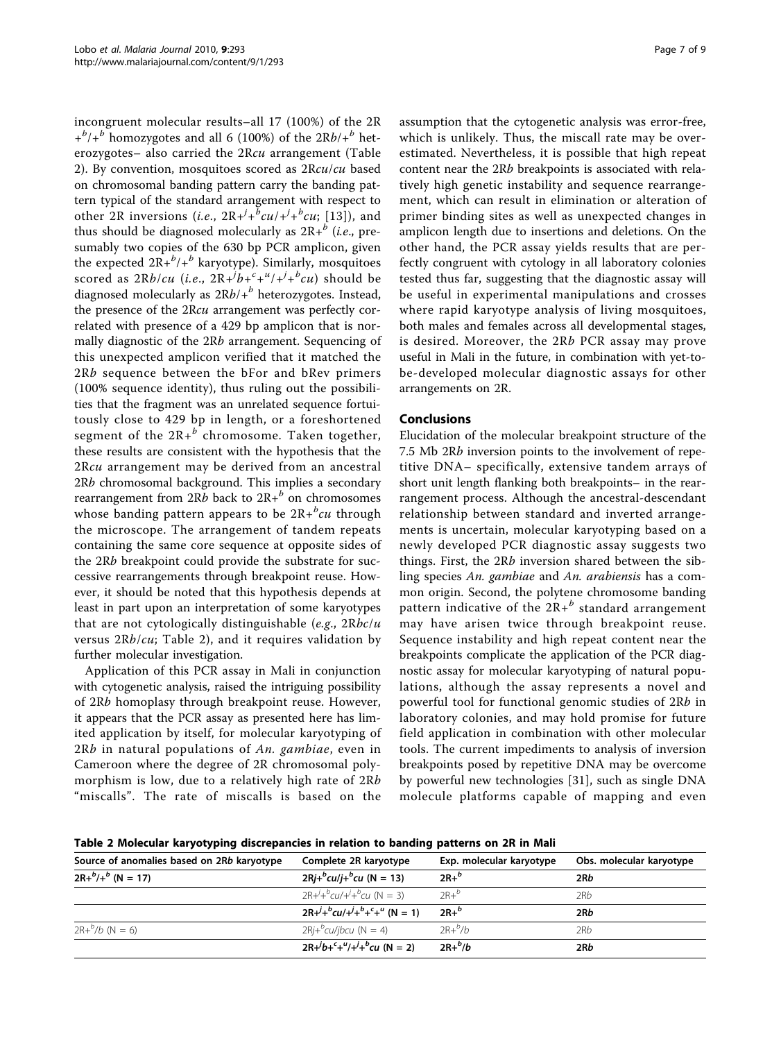incongruent molecular results–all 17 (100%) of the 2R $+^b/+^b$ homozygotes and all 6 (100%) of the 2R*b*/$+^b$ heterozygotes– also carried the 2R*cu* arrangement (Table 2). By convention, mosquitoes scored as 2R*cu*/*cu* based on chromosomal banding pattern carry the banding pattern typical of the standard arrangement with respect to other 2R inversions (*i.e.*, 2R$+^j+^bcu/+^j+^bcu$; [13]), and thus should be diagnosed molecularly as 2R$+^b$ (*i.e.*, presumably two copies of the 630 bp PCR amplicon, given the expected 2R$+^b/+^b$ karyotype). Similarly, mosquitoes scored as 2R*b*/*cu* (*i.e.*, 2R$+^jb+^c+^u/+^j+^bcu$) should be diagnosed molecularly as 2R*b*/$+^b$ heterozygotes. Instead, the presence of the 2R*cu* arrangement was perfectly correlated with presence of a 429 bp amplicon that is normally diagnostic of the 2R*b* arrangement. Sequencing of this unexpected amplicon verified that it matched the 2R*b* sequence between the bFor and bRev primers (100% sequence identity), thus ruling out the possibilities that the fragment was an unrelated sequence fortuitously close to 429 bp in length, or a foreshortened segment of the 2R$+^b$ chromosome. Taken together, these results are consistent with the hypothesis that the 2R*cu* arrangement may be derived from an ancestral 2R*b* chromosomal background. This implies a secondary rearrangement from 2R*b* back to 2R$+^b$ on chromosomes whose banding pattern appears to be 2R$+^bcu$ through the microscope. The arrangement of tandem repeats containing the same core sequence at opposite sides of the 2R*b* breakpoint could provide the substrate for successive rearrangements through breakpoint reuse. However, it should be noted that this hypothesis depends at least in part upon an interpretation of some karyotypes that are not cytologically distinguishable (*e.g.*, 2R*bc*/*u* versus 2R*b*/*cu*; Table 2), and it requires validation by further molecular investigation.

Application of this PCR assay in Mali in conjunction with cytogenetic analysis, raised the intriguing possibility of 2R*b* homoplasy through breakpoint reuse. However, it appears that the PCR assay as presented here has limited application by itself, for molecular karyotyping of 2R*b* in natural populations of *An. gambiae*, even in Cameroon where the degree of 2R chromosomal polymorphism is low, due to a relatively high rate of 2R*b* "miscalls". The rate of miscalls is based on the assumption that the cytogenetic analysis was error-free, which is unlikely. Thus, the miscall rate may be overestimated. Nevertheless, it is possible that high repeat content near the 2R*b* breakpoints is associated with relatively high genetic instability and sequence rearrangement, which can result in elimination or alteration of primer binding sites as well as unexpected changes in amplicon length due to insertions and deletions. On the other hand, the PCR assay yields results that are perfectly congruent with cytology in all laboratory colonies tested thus far, suggesting that the diagnostic assay will be useful in experimental manipulations and crosses where rapid karyotype analysis of living mosquitoes, both males and females across all developmental stages, is desired. Moreover, the 2R*b* PCR assay may prove useful in Mali in the future, in combination with yet-to-be-developed molecular diagnostic assays for other arrangements on 2R.

## Conclusions

Elucidation of the molecular breakpoint structure of the 7.5 Mb 2R*b* inversion points to the involvement of repetitive DNA– specifically, extensive tandem arrays of short unit length flanking both breakpoints– in the rearrangement process. Although the ancestral-descendant relationship between standard and inverted arrangements is uncertain, molecular karyotyping based on a newly developed PCR diagnostic assay suggests two things. First, the 2R*b* inversion shared between the sibling species *An. gambiae* and *An. arabiensis* has a common origin. Second, the polytene chromosome banding pattern indicative of the 2R$+^b$ standard arrangement may have arisen twice through breakpoint reuse. Sequence instability and high repeat content near the breakpoints complicate the application of the PCR diagnostic assay for molecular karyotyping of natural populations, although the assay represents a novel and powerful tool for functional genomic studies of 2R*b* in laboratory colonies, and may hold promise for future field application in combination with other molecular tools. The current impediments to analysis of inversion breakpoints posed by repetitive DNA may be overcome by powerful new technologies [31], such as single DNA molecule platforms capable of mapping and even

**Table 2 Molecular karyotyping discrepancies in relation to banding patterns on 2R in Mali**

| Source of anomalies based on 2R*b* karyotype | Complete 2R karyotype | Exp. molecular karyotype | Obs. molecular karyotype |
|---|---|---|---|
| **2R$+^b/+^b$ (N = 17)** | **2R$j+^bcu/j+^bcu$ (N = 13)** | **2R$+^b$** | **2R*b*** |
| | 2R$+^j+^bcu/+^j+^bcu$ (N = 3) | 2R$+^b$ | 2R*b* |
| | **2R$+^j+^bcu/+^j+^b+^c+^u$ (N = 1)** | **2R$+^b$** | **2R*b*** |
| 2R$+^b/b$ (N = 6) | 2R$j+^bcu/jbcu$ (N = 4) | 2R$+^b/b$ | 2R*b* |
| | **2R$+^jb+^c+^u/+^j+^bcu$ (N = 2)** | **2R$+^b/b$** | **2R*b*** |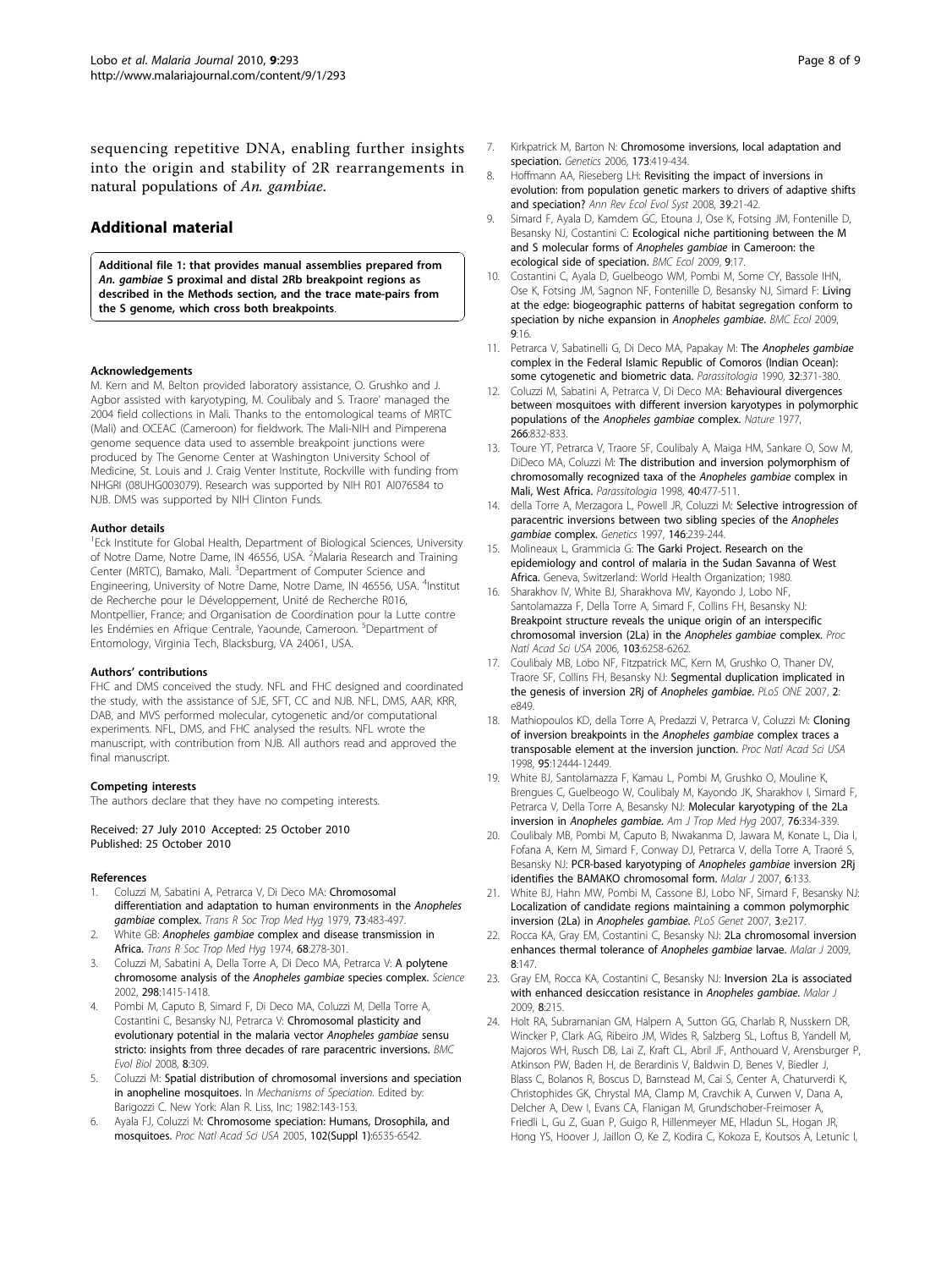sequencing repetitive DNA, enabling further insights into the origin and stability of 2R rearrangements in natural populations of *An. gambiae*.

## Additional material

**Additional file 1: that provides manual assemblies prepared from *An. gambiae* S proximal and distal 2Rb breakpoint regions as described in the Methods section, and the trace mate-pairs from the S genome, which cross both breakpoints**.

#### Acknowledgements

M. Kern and M. Belton provided laboratory assistance, O. Grushko and J. Agbor assisted with karyotyping, M. Coulibaly and S. Traore' managed the 2004 field collections in Mali. Thanks to the entomological teams of MRTC (Mali) and OCEAC (Cameroon) for fieldwork. The Mali-NIH and Pimperena genome sequence data used to assemble breakpoint junctions were produced by The Genome Center at Washington University School of Medicine, St. Louis and J. Craig Venter Institute, Rockville with funding from NHGRI (08UHG003079). Research was supported by NIH R01 AI076584 to NJB. DMS was supported by NIH Clinton Funds.

#### Author details

[1]Eck Institute for Global Health, Department of Biological Sciences, University of Notre Dame, Notre Dame, IN 46556, USA. [2]Malaria Research and Training Center (MRTC), Bamako, Mali. [3]Department of Computer Science and Engineering, University of Notre Dame, Notre Dame, IN 46556, USA. [4]Institut de Recherche pour le Développement, Unité de Recherche R016, Montpellier, France; and Organisation de Coordination pour la Lutte contre les Endémies en Afrique Centrale, Yaounde, Cameroon. [5]Department of Entomology, Virginia Tech, Blacksburg, VA 24061, USA.

#### Authors' contributions

FHC and DMS conceived the study. NFL and FHC designed and coordinated the study, with the assistance of SJE, SFT, CC and NJB. NFL, DMS, AAR, KRR, DAB, and MVS performed molecular, cytogenetic and/or computational experiments. NFL, DMS, and FHC analysed the results. NFL wrote the manuscript, with contribution from NJB. All authors read and approved the final manuscript.

#### Competing interests

The authors declare that they have no competing interests.

Received: 27 July 2010 Accepted: 25 October 2010
Published: 25 October 2010

#### References

1. Coluzzi M, Sabatini A, Petrarca V, Di Deco MA: **Chromosomal differentiation and adaptation to human environments in the *Anopheles gambiae* complex.** *Trans R Soc Trop Med Hyg* 1979, **73**:483-497.
2. White GB: ***Anopheles gambiae* complex and disease transmission in Africa.** *Trans R Soc Trop Med Hyg* 1974, **68**:278-301.
3. Coluzzi M, Sabatini A, Della Torre A, Di Deco MA, Petrarca V: **A polytene chromosome analysis of the *Anopheles gambiae* species complex.** *Science* 2002, **298**:1415-1418.
4. Pombi M, Caputo B, Simard F, Di Deco MA, Coluzzi M, Della Torre A, Costantini C, Besansky NJ, Petrarca V: **Chromosomal plasticity and evolutionary potential in the malaria vector *Anopheles gambiae* sensu stricto: insights from three decades of rare paracentric inversions.** *BMC Evol Biol* 2008, **8**:309.
5. Coluzzi M: **Spatial distribution of chromosomal inversions and speciation in anopheline mosquitoes.** In *Mechanisms of Speciation.* Edited by: Barigozzi C. New York: Alan R. Liss, Inc; 1982:143-153.
6. Ayala FJ, Coluzzi M: **Chromosome speciation: Humans, Drosophila, and mosquitoes.** *Proc Natl Acad Sci USA* 2005, **102(Suppl 1)**:6535-6542.
7. Kirkpatrick M, Barton N: **Chromosome inversions, local adaptation and speciation.** *Genetics* 2006, **173**:419-434.
8. Hoffmann AA, Rieseberg LH: **Revisiting the impact of inversions in evolution: from population genetic markers to drivers of adaptive shifts and speciation?** *Ann Rev Ecol Evol Syst* 2008, **39**:21-42.
9. Simard F, Ayala D, Kamdem GC, Etouna J, Ose K, Fotsing JM, Fontenille D, Besansky NJ, Costantini C: **Ecological niche partitioning between the M and S molecular forms of *Anopheles gambiae* in Cameroon: the ecological side of speciation.** *BMC Ecol* 2009, **9**:17.
10. Costantini C, Ayala D, Guelbeogo WM, Pombi M, Some CY, Bassole IHN, Ose K, Fotsing JM, Sagnon NF, Fontenille D, Besansky NJ, Simard F: **Living at the edge: biogeographic patterns of habitat segregation conform to speciation by niche expansion in *Anopheles gambiae*.** *BMC Ecol* 2009, **9**:16.
11. Petrarca V, Sabatinelli G, Di Deco MA, Papakay M: **The *Anopheles gambiae* complex in the Federal Islamic Republic of Comoros (Indian Ocean): some cytogenetic and biometric data.** *Parassitologia* 1990, **32**:371-380.
12. Coluzzi M, Sabatini A, Petrarca V, Di Deco MA: **Behavioural divergences between mosquitoes with different inversion karyotypes in polymorphic populations of the *Anopheles gambiae* complex.** *Nature* 1977, **266**:832-833.
13. Toure YT, Petrarca V, Traore SF, Coulibaly A, Maiga HM, Sankare O, Sow M, DiDeco MA, Coluzzi M: **The distribution and inversion polymorphism of chromosomally recognized taxa of the *Anopheles gambiae* complex in Mali, West Africa.** *Parassitologia* 1998, **40**:477-511.
14. della Torre A, Merzagora L, Powell JR, Coluzzi M: **Selective introgression of paracentric inversions between two sibling species of the *Anopheles gambiae* complex.** *Genetics* 1997, **146**:239-244.
15. Molineaux L, Grammicia G: **The Garki Project. Research on the epidemiology and control of malaria in the Sudan Savanna of West Africa.** Geneva, Switzerland: World Health Organization; 1980.
16. Sharakhov IV, White BJ, Sharakhova MV, Kayondo J, Lobo NF, Santolamazza F, Della Torre A, Simard F, Collins FH, Besansky NJ: **Breakpoint structure reveals the unique origin of an interspecific chromosomal inversion (2La) in the *Anopheles gambiae* complex.** *Proc Natl Acad Sci USA* 2006, **103**:6258-6262.
17. Coulibaly MB, Lobo NF, Fitzpatrick MC, Kern M, Grushko O, Thaner DV, Traore SF, Collins FH, Besansky NJ: **Segmental duplication implicated in the genesis of inversion 2Rj of *Anopheles gambiae*.** *PLoS ONE* 2007, **2**: e849.
18. Mathiopoulos KD, della Torre A, Predazzi V, Petrarca V, Coluzzi M: **Cloning of inversion breakpoints in the *Anopheles gambiae* complex traces a transposable element at the inversion junction.** *Proc Natl Acad Sci USA* 1998, **95**:12444-12449.
19. White BJ, Santolamazza F, Kamau L, Pombi M, Grushko O, Mouline K, Brengues C, Guelbeogo W, Coulibaly M, Kayondo JK, Sharakhov I, Simard F, Petrarca V, Della Torre A, Besansky NJ: **Molecular karyotyping of the 2La inversion in *Anopheles gambiae*.** *Am J Trop Med Hyg* 2007, **76**:334-339.
20. Coulibaly MB, Pombi M, Caputo B, Nwakanma D, Jawara M, Konate L, Dia I, Fofana A, Kern M, Simard F, Conway DJ, Petrarca V, della Torre A, Traoré S, Besansky NJ: **PCR-based karyotyping of *Anopheles gambiae* inversion 2Rj identifies the BAMAKO chromosomal form.** *Malar J* 2007, **6**:133.
21. White BJ, Hahn MW, Pombi M, Cassone BJ, Lobo NF, Simard F, Besansky NJ: **Localization of candidate regions maintaining a common polymorphic inversion (2La) in *Anopheles gambiae*.** *PLoS Genet* 2007, **3**:e217.
22. Rocca KA, Gray EM, Costantini C, Besansky NJ: **2La chromosomal inversion enhances thermal tolerance of *Anopheles gambiae* larvae.** *Malar J* 2009, **8**:147.
23. Gray EM, Rocca KA, Costantini C, Besansky NJ: **Inversion 2La is associated with enhanced desiccation resistance in *Anopheles gambiae*.** *Malar J* 2009, **8**:215.
24. Holt RA, Subramanian GM, Halpern A, Sutton GG, Charlab R, Nusskern DR, Wincker P, Clark AG, Ribeiro JM, Wides R, Salzberg SL, Loftus B, Yandell M, Majoros WH, Rusch DB, Lai Z, Kraft CL, Abril JF, Anthouard V, Arensburger P, Atkinson PW, Baden H, de Berardinis V, Baldwin D, Benes V, Biedler J, Blass C, Bolanos R, Boscus D, Barnstead M, Cai S, Center A, Chaturverdi K, Christophides GK, Chrystal MA, Clamp M, Cravchik A, Curwen V, Dana A, Delcher A, Dew I, Evans CA, Flanigan M, Grundschober-Freimoser A, Friedli L, Gu Z, Guan P, Guigo R, Hillenmeyer ME, Hladun SL, Hogan JR, Hong YS, Hoover J, Jaillon O, Ke Z, Kodira C, Kokoza E, Koutsos A, Letunic I,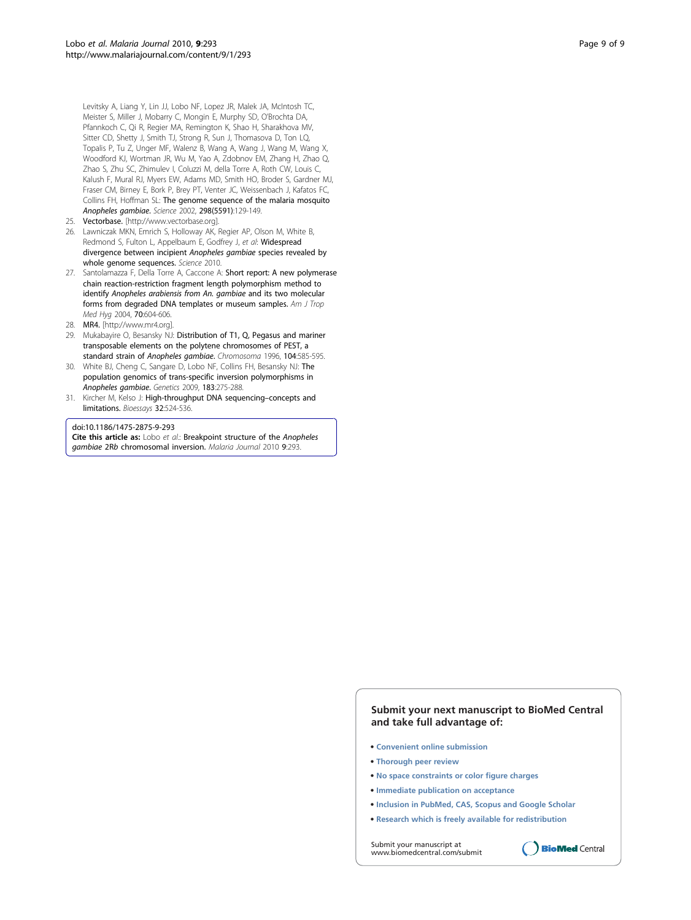Levitsky A, Liang Y, Lin JJ, Lobo NF, Lopez JR, Malek JA, McIntosh TC, Meister S, Miller J, Mobarry C, Mongin E, Murphy SD, O'Brochta DA, Pfannkoch C, Qi R, Regier MA, Remington K, Shao H, Sharakhova MV, Sitter CD, Shetty J, Smith TJ, Strong R, Sun J, Thomasova D, Ton LQ, Topalis P, Tu Z, Unger MF, Walenz B, Wang A, Wang J, Wang M, Wang X, Woodford KJ, Wortman JR, Wu M, Yao A, Zdobnov EM, Zhang H, Zhao Q, Zhao S, Zhu SC, Zhimulev I, Coluzzi M, della Torre A, Roth CW, Louis C, Kalush F, Mural RJ, Myers EW, Adams MD, Smith HO, Broder S, Gardner MJ, Fraser CM, Birney E, Bork P, Brey PT, Venter JC, Weissenbach J, Kafatos FC, Collins FH, Hoffman SL: **The genome sequence of the malaria mosquito *Anopheles gambiae*.** *Science* 2002, **298(5591)**:129-149.

25. **Vectorbase.** [http://www.vectorbase.org].
26. Lawniczak MKN, Emrich S, Holloway AK, Regier AP, Olson M, White B, Redmond S, Fulton L, Appelbaum E, Godfrey J, *et al*: **Widespread divergence between incipient *Anopheles gambiae* species revealed by whole genome sequences.** *Science* 2010.
27. Santolamazza F, Della Torre A, Caccone A: **Short report: A new polymerase chain reaction-restriction fragment length polymorphism method to identify *Anopheles arabiensis from An. gambiae* and its two molecular forms from degraded DNA templates or museum samples.** *Am J Trop Med Hyg* 2004, **70**:604-606.
28. **MR4.** [http://www.mr4.org].
29. Mukabayire O, Besansky NJ: **Distribution of T1, Q, Pegasus and mariner transposable elements on the polytene chromosomes of PEST, a standard strain of *Anopheles gambiae*.** *Chromosoma* 1996, **104**:585-595.
30. White BJ, Cheng C, Sangare D, Lobo NF, Collins FH, Besansky NJ: **The population genomics of trans-specific inversion polymorphisms in *Anopheles gambiae*.** *Genetics* 2009, **183**:275-288.
31. Kircher M, Kelso J: **High-throughput DNA sequencing–concepts and limitations.** *Bioessays* **32**:524-536.

doi:10.1186/1475-2875-9-293
**Cite this article as:** Lobo *et al.*: Breakpoint structure of the *Anopheles gambiae* 2R*b* chromosomal inversion. *Malaria Journal* 2010 **9**:293.